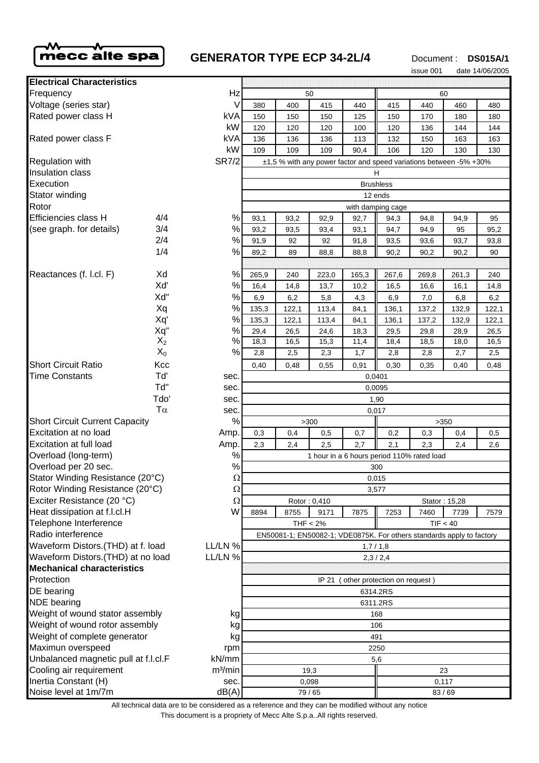mecc alte spa

# GENERATOR TYPE ECP 34-2L/4

Document : **DS015A/1**

issue 001 date 14/06/2005

| **Electrical Characteristics** | | | | | | | | | | |
|---|---|---|---|---|---|---|---|---|---|---|
| Frequency | | Hz | 50 | | | | 60 | | | |
| Voltage (series star) | | V | 380 | 400 | 415 | 440 | 415 | 440 | 460 | 480 |
| Rated power class H | | kVA | 150 | 150 | 150 | 125 | 150 | 170 | 180 | 180 |
| | | kW | 120 | 120 | 120 | 100 | 120 | 136 | 144 | 144 |
| Rated power class F | | kVA | 136 | 136 | 136 | 113 | 132 | 150 | 163 | 163 |
| | | kW | 109 | 109 | 109 | 90,4 | 106 | 120 | 130 | 130 |
| Regulation with | | SR7/2 | ±1,5 % with any power factor and speed variations between -5% +30% | | | | | | | |
| Insulation class | | | H | | | | | | | |
| Execution | | | Brushless | | | | | | | |
| Stator winding | | | 12 ends | | | | | | | |
| Rotor | | | with damping cage | | | | | | | |
| Efficiencies class H | 4/4 | % | 93,1 | 93,2 | 92,9 | 92,7 | 94,3 | 94,8 | 94,9 | 95 |
| (see graph. for details) | 3/4 | % | 93,2 | 93,5 | 93,4 | 93,1 | 94,7 | 94,9 | 95 | 95,2 |
| | 2/4 | % | 91,9 | 92 | 92 | 91,8 | 93,5 | 93,6 | 93,7 | 93,8 |
| | 1/4 | % | 89,2 | 89 | 88,8 | 88,8 | 90,2 | 90,2 | 90,2 | 90 |
| Reactances (f. l.cl. F) | Xd | % | 265,9 | 240 | 223,0 | 165,3 | 267,6 | 269,8 | 261,3 | 240 |
| | Xd' | % | 16,4 | 14,8 | 13,7 | 10,2 | 16,5 | 16,6 | 16,1 | 14,8 |
| | Xd'' | % | 6,9 | 6,2 | 5,8 | 4,3 | 6,9 | 7,0 | 6,8 | 6,2 |
| | Xq | % | 135,3 | 122,1 | 113,4 | 84,1 | 136,1 | 137,2 | 132,9 | 122,1 |
| | Xq' | % | 135,3 | 122,1 | 113,4 | 84,1 | 136,1 | 137,2 | 132,9 | 122,1 |
| | Xq'' | % | 29,4 | 26,5 | 24,6 | 18,3 | 29,5 | 29,8 | 28,9 | 26,5 |
| | $X_2$ | % | 18,3 | 16,5 | 15,3 | 11,4 | 18,4 | 18,5 | 18,0 | 16,5 |
| | $X_0$ | % | 2,8 | 2,5 | 2,3 | 1,7 | 2,8 | 2,8 | 2,7 | 2,5 |
| Short Circuit Ratio | Kcc | | 0,40 | 0,48 | 0,55 | 0,91 | 0,30 | 0,35 | 0,40 | 0,48 |
| Time Constants | Td' | sec. | 0,0401 | | | | | | | |
| | Td'' | sec. | 0,0095 | | | | | | | |
| | Tdo' | sec. | 1,90 | | | | | | | |
| | $T\alpha$ | sec. | 0,017 | | | | | | | |
| Short Circuit Current Capacity | | % | >300 | | | | >350 | | | |
| Excitation at no load | | Amp. | 0,3 | 0,4 | 0,5 | 0,7 | 0,2 | 0,3 | 0,4 | 0,5 |
| Excitation at full load | | Amp. | 2,3 | 2,4 | 2,5 | 2,7 | 2,1 | 2,3 | 2,4 | 2,6 |
| Overload (long-term) | | % | 1 hour in a 6 hours period 110% rated load | | | | | | | |
| Overload per 20 sec. | | % | 300 | | | | | | | |
| Stator Winding Resistance (20°C) | | Ω | 0,015 | | | | | | | |
| Rotor Winding Resistance (20°C) | | Ω | 3,577 | | | | | | | |
| Exciter Resistance (20 °C) | | Ω | Rotor : 0,410 | | | | Stator : 15,28 | | | |
| Heat dissipation at f.l.cl.H | | W | 8894 | 8755 | 9171 | 7875 | 7253 | 7460 | 7739 | 7579 |
| Telephone Interference | | | THF < 2% | | | | TIF < 40 | | | |
| Radio interference | | | EN50081-1; EN50082-1; VDE0875K. For others standards apply to factory | | | | | | | |
| Waveform Distors.(THD) at f. load | | LL/LN % | 1,7 / 1,8 | | | | | | | |
| Waveform Distors.(THD) at no load | | LL/LN % | 2,3 / 2,4 | | | | | | | |
| **Mechanical characteristics** | | | | | | | | | | |
| Protection | | | IP 21 ( other protection on request ) | | | | | | | |
| DE bearing | | | 6314.2RS | | | | | | | |
| NDE bearing | | | 6311.2RS | | | | | | | |
| Weight of wound stator assembly | | kg | 168 | | | | | | | |
| Weight of wound rotor assembly | | kg | 106 | | | | | | | |
| Weight of complete generator | | kg | 491 | | | | | | | |
| Maximun overspeed | | rpm | 2250 | | | | | | | |
| Unbalanced magnetic pull at f.l.cl.F | | kN/mm | 5,6 | | | | | | | |
| Cooling air requirement | | m³/min | 19,3 | | | | 23 | | | |
| Inertia Constant (H) | | sec. | 0,098 | | | | 0,117 | | | |
| Noise level at 1m/7m | | dB(A) | 79 / 65 | | | | 83 / 69 | | | |

All technical data are to be considered as a reference and they can be modified without any notice

This document is a propriety of Mecc Alte S.p.a..All rights reserved.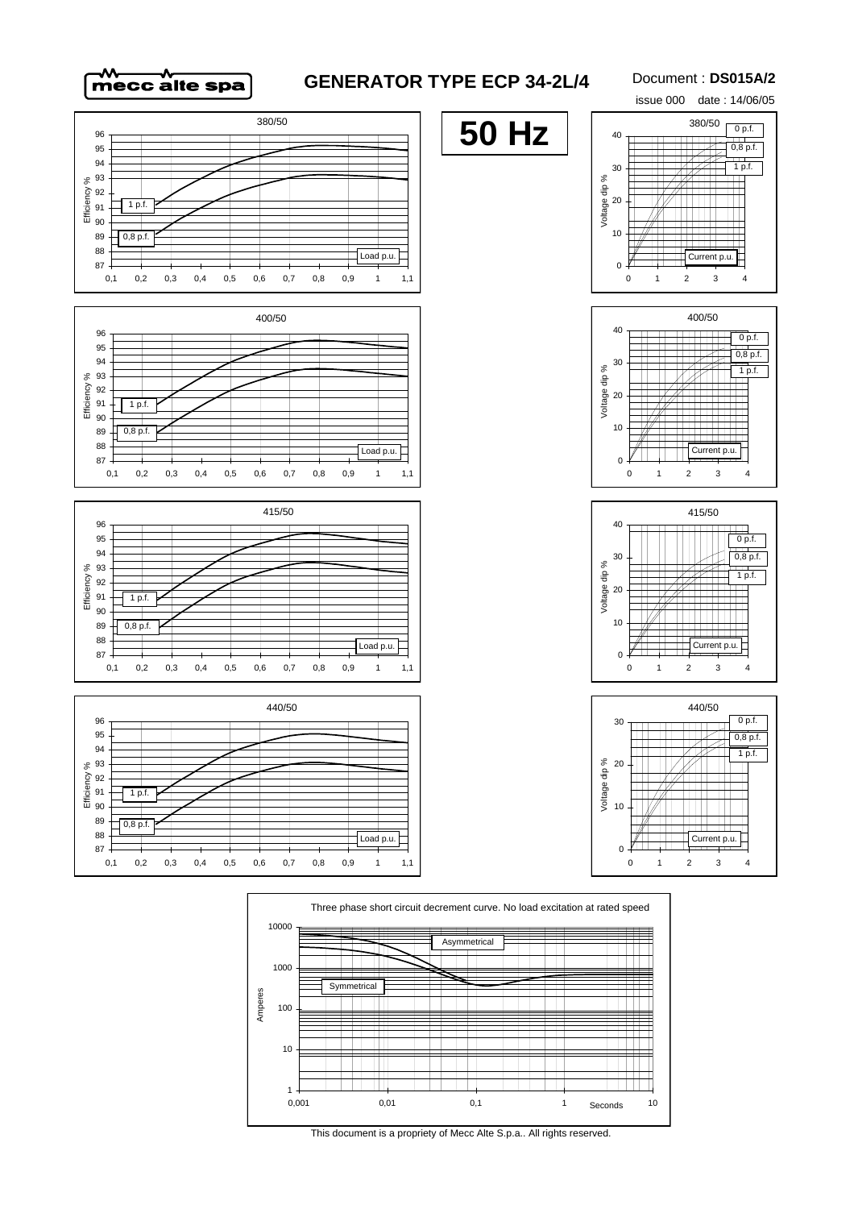# GENERATOR TYPE ECP 34-2L/4

Document : **DS015A/2**

issue 000 date : 14/06/05

**50 Hz**

380/50
Efficiency %
96
95
94
93
92
91
90
89
88
87
1 p.f.
0,8 p.f.
Load p.u.
0,1 0,2 0,3 0,4 0,5 0,6 0,7 0,8 0,9 1 1,1

380/50
Voltage dip %
40
30
20
10
0
0 p.f.
0,8 p.f.
1 p.f.
Current p.u.
0 1 2 3 4

400/50
Efficiency %
96
95
94
93
92
91
90
89
88
87
1 p.f.
0,8 p.f.
Load p.u.
0,1 0,2 0,3 0,4 0,5 0,6 0,7 0,8 0,9 1 1,1

400/50
Voltage dip %
40
30
20
10
0
0 p.f.
0,8 p.f.
1 p.f.
Current p.u.
0 1 2 3 4

415/50
Efficiency %
96
95
94
93
92
91
90
89
88
87
1 p.f.
0,8 p.f.
Load p.u.
0,1 0,2 0,3 0,4 0,5 0,6 0,7 0,8 0,9 1 1,1

415/50
Voltage dip %
40
30
20
10
0
0 p.f.
0,8 p.f.
1 p.f.
Current p.u.
0 1 2 3 4

440/50
Efficiency %
96
95
94
93
92
91
90
89
88
87
1 p.f.
0,8 p.f.
Load p.u.
0,1 0,2 0,3 0,4 0,5 0,6 0,7 0,8 0,9 1 1,1

440/50
Voltage dip %
30
20
10
0
0 p.f.
0,8 p.f.
1 p.f.
Current p.u.
0 1 2 3 4

Three phase short circuit decrement curve. No load excitation at rated speed
Amperes
10000
1000
100
10
1
Asymmetrical
Symmetrical
0,001 0,01 0,1 1 10
Seconds

This document is a propriety of Mecc Alte S.p.a.. All rights reserved.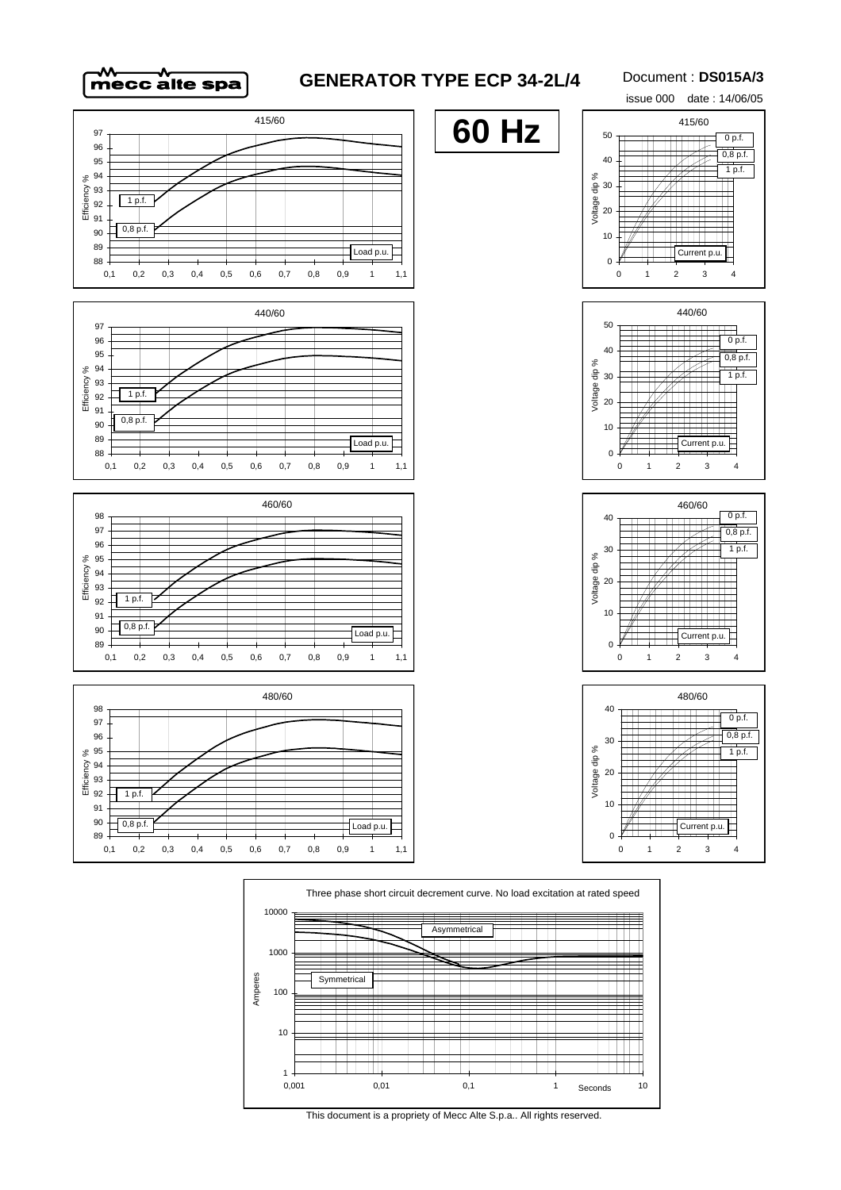# GENERATOR TYPE ECP 34-2L/4

Document : **DS015A/3**

issue 000 date : 14/06/05

**60 Hz**

415/60

Efficiency %

97
96
95
94
93
92
91
90
89
88

1 p.f.
0,8 p.f.
Load p.u.

0,1 0,2 0,3 0,4 0,5 0,6 0,7 0,8 0,9 1 1,1

415/60

Voltage dip %

50
40
30
20
10
0

0 p.f.
0,8 p.f.
1 p.f.
Current p.u.

0 1 2 3 4

440/60

Efficiency %

97
96
95
94
93
92
91
90
89
88

1 p.f.
0,8 p.f.
Load p.u.

0,1 0,2 0,3 0,4 0,5 0,6 0,7 0,8 0,9 1 1,1

440/60

Voltage dip %

50
40
30
20
10
0

0 p.f.
0,8 p.f.
1 p.f.
Current p.u.

0 1 2 3 4

460/60

Efficiency %

98
97
96
95
94
93
92
91
90
89

1 p.f.
0,8 p.f.
Load p.u.

0,1 0,2 0,3 0,4 0,5 0,6 0,7 0,8 0,9 1 1,1

460/60

Voltage dip %

40
30
20
10
0

0 p.f.
0,8 p.f.
1 p.f.
Current p.u.

0 1 2 3 4

480/60

Efficiency %

98
97
96
95
94
93
92
91
90
89

1 p.f.
0,8 p.f.
Load p.u.

0,1 0,2 0,3 0,4 0,5 0,6 0,7 0,8 0,9 1 1,1

480/60

Voltage dip %

40
30
20
10
0

0 p.f.
0,8 p.f.
1 p.f.
Current p.u.

0 1 2 3 4

Three phase short circuit decrement curve. No load excitation at rated speed

Amperes

10000
1000
100
10
1

Asymmetrical
Symmetrical

0,001 0,01 0,1 1 Seconds 10

This document is a propriety of Mecc Alte S.p.a.. All rights reserved.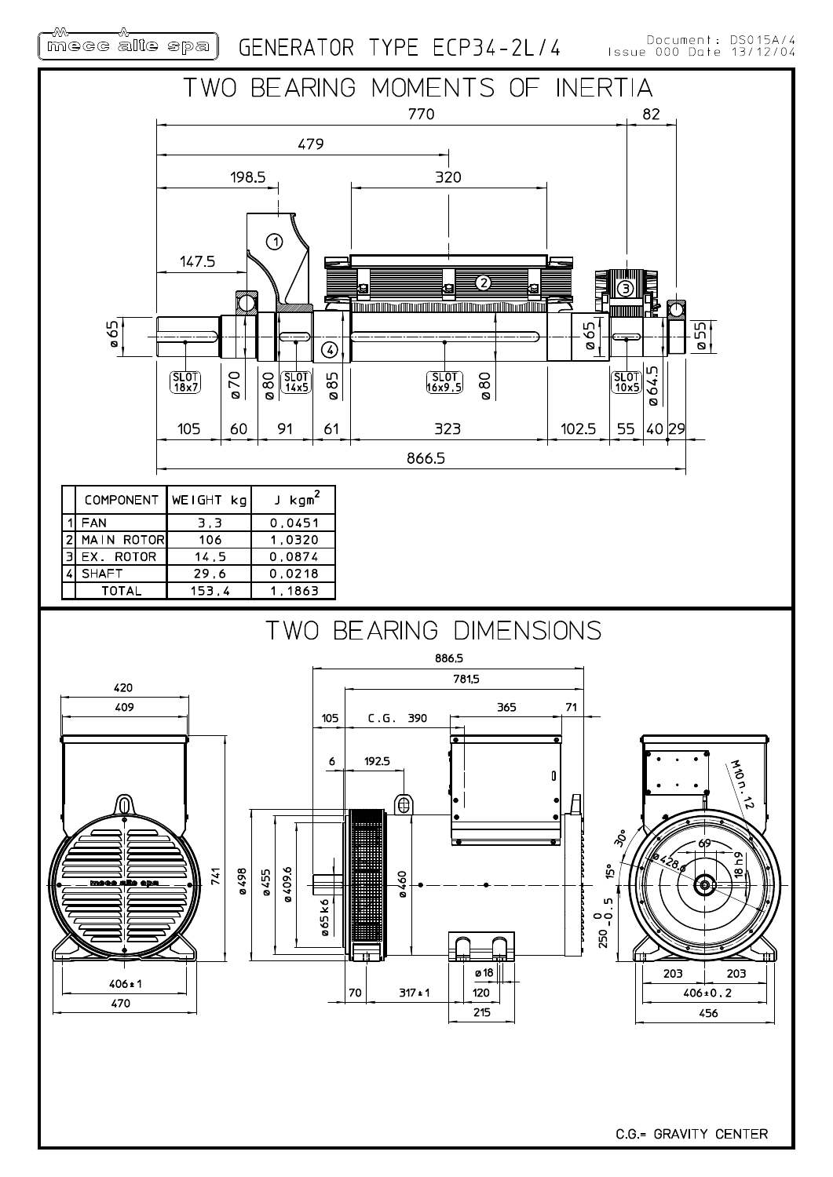# GENERATOR TYPE ECP34-2L/4

Document: DS015A/4
Issue 000 Date 13/12/04

## TWO BEARING MOMENTS OF INERTIA

770
82
479
198.5
320
147.5
ø65
ø55
ø65
SLOT 18x7
ø70
ø80
SLOT 14x5
ø85
SLOT 16x9,5
ø80
SLOT 10x5
ø64.5
105 60 91 61 323 102.5 55 40 29
866.5

| | COMPONENT | WEIGHT kg | J $kgm^2$ |
|---|---|---|---|
| 1 | FAN | 3,3 | 0,0451 |
| 2 | MAIN ROTOR | 106 | 1,0320 |
| 3 | EX. ROTOR | 14,5 | 0,0874 |
| 4 | SHAFT | 29,6 | 0,0218 |
| | TOTAL | 153,4 | 1,1863 |

## TWO BEARING DIMENSIONS

420
409
741
406±1
470
886,5
781,5
105
C.G. 390
365
71
6
192.5
ø498
ø455
ø409.6
ø65k6
ø460
70
317±1
ø18
120
215
M10n.12
30°
ø428.6
69
18h9
15°
250 $^{0}_{-0.5}$
203
203
406±0.2
456

C.G.= GRAVITY CENTER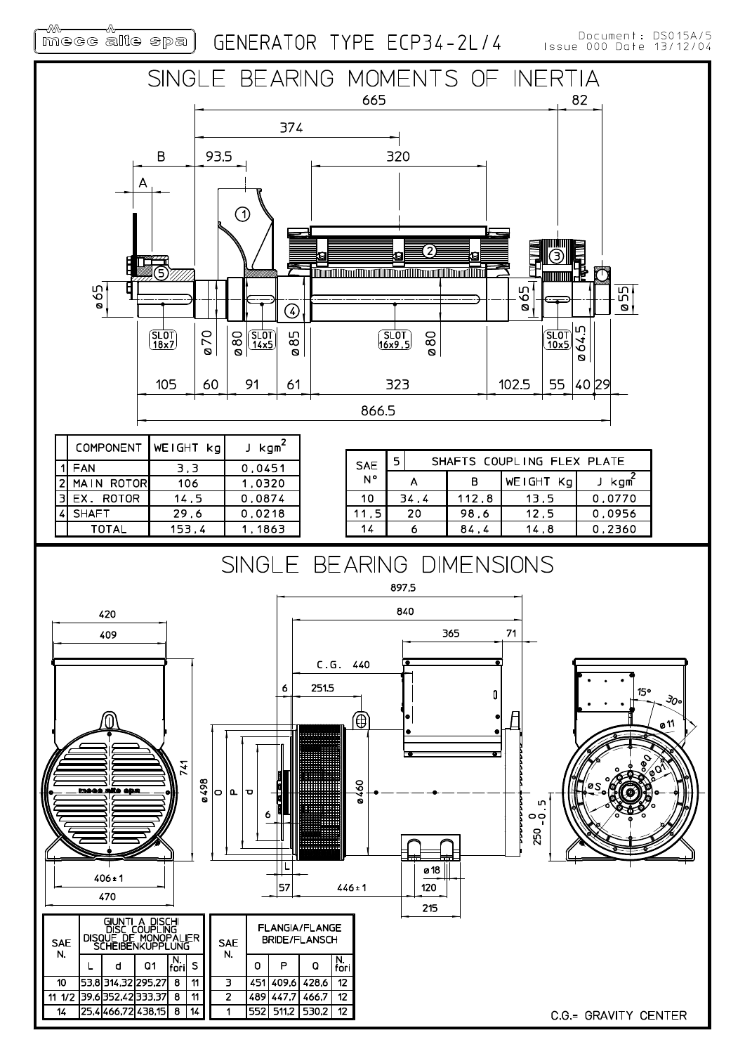mecc alte spa GENERATOR TYPE ECP34-2L/4

Document: DS015A/5
Issue 000 Date 13/12/04

# SINGLE BEARING MOMENTS OF INERTIA

665
82
374
B
93.5
320
A

ø65
SLOT 18x7
ø70
ø80
SLOT 14x5
ø85
SLOT 16x9,5
ø80
ø65
SLOT 10x5
ø64,5
ø55

105 60 91 61 323 102.5 55 40 29
866.5

| | COMPONENT | WEIGHT kg | J $kgm^2$ |
|---|---|---|---|
| 1 | FAN | 3,3 | 0,0451 |
| 2 | MAIN ROTOR | 106 | 1,0320 |
| 3 | EX. ROTOR | 14,5 | 0,0874 |
| 4 | SHAFT | 29,6 | 0,0218 |
| | TOTAL | 153,4 | 1,1863 |

| SAE N° | 5 SHAFTS COUPLING FLEX PLATE | | | |
|---|---|---|---|---|
| | A | B | WEIGHT Kg | J $kgm^2$ |
| 10 | 34,4 | 112,8 | 13,5 | 0,0770 |
| 11,5 | 20 | 98,6 | 12,5 | 0,0956 |
| 14 | 6 | 84,4 | 14,8 | 0,2360 |

# SINGLE BEARING DIMENSIONS

897,5
840
365
71
420
409
C.G. 440
6
251,5
741
ø498
O
P
d
6
ø460
15°
30°
ø11
ø Q
ø Q1
ø S
0
250 -0,5
406±1
470
L
57
446±1
ø18
120
215

| SAE N. | GIUNTI A DISCHI DISC COUPLING DISQUE DE MONOPALIER SCHEIBENKUPPLUNG | | | | |
|---|---|---|---|---|---|
| | L | d | Q1 | N. fori | S |
| 10 | 53,8 | 314,32 | 295,27 | 8 | 11 |
| 11 1/2 | 39,6 | 352,42 | 333,37 | 8 | 11 |
| 14 | 25,4 | 466,72 | 438,15 | 8 | 14 |

| SAE N. | FLANGIA/FLANGE BRIDE/FLANSCH | | | |
|---|---|---|---|---|
| | O | P | Q | N. fori |
| 3 | 451 | 409,6 | 428,6 | 12 |
| 2 | 489 | 447,7 | 466,7 | 12 |
| 1 | 552 | 511,2 | 530,2 | 12 |

C.G.= GRAVITY CENTER